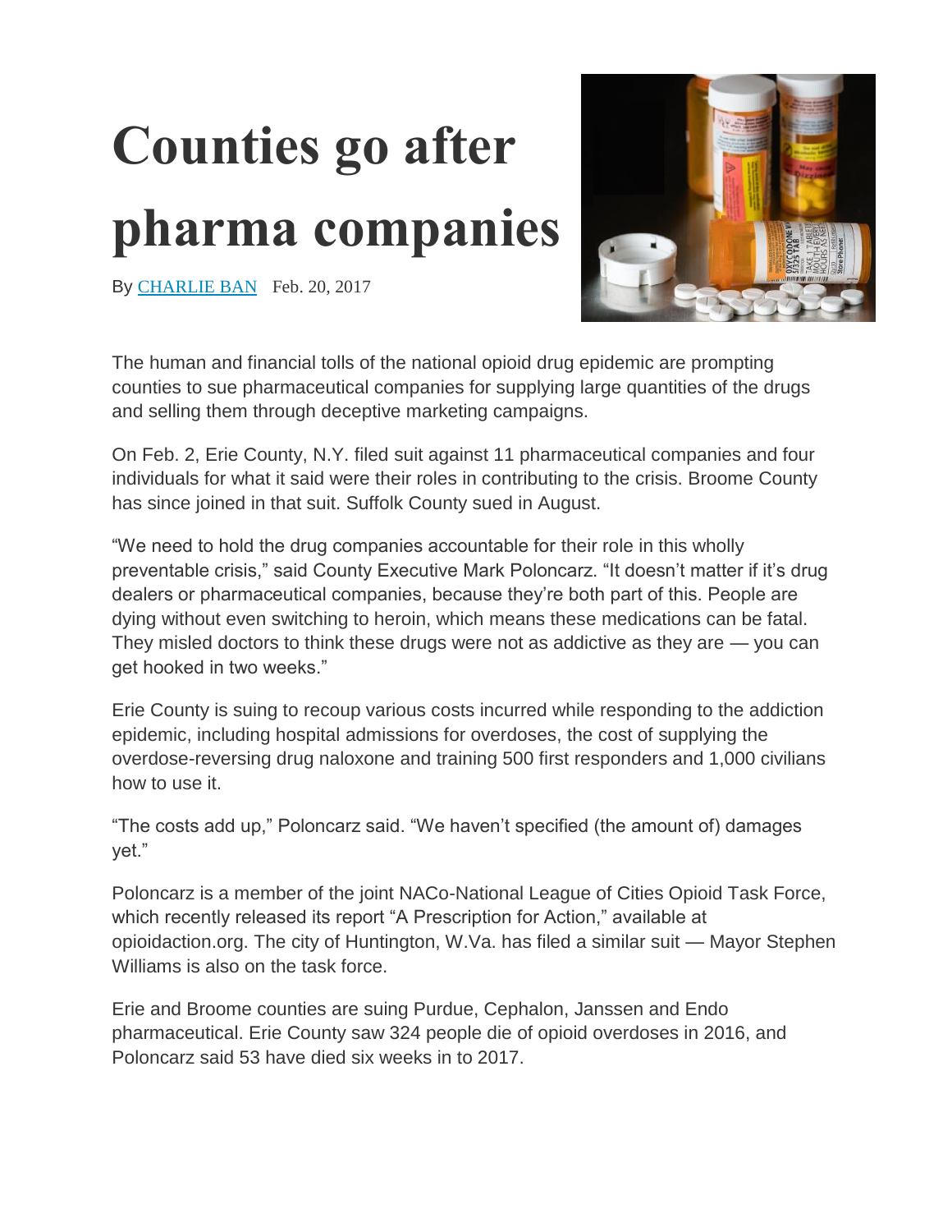# Counties go after pharma companies

By [CHARLIE BAN] Feb. 20, 2017

The human and financial tolls of the national opioid drug epidemic are prompting counties to sue pharmaceutical companies for supplying large quantities of the drugs and selling them through deceptive marketing campaigns.

On Feb. 2, Erie County, N.Y. filed suit against 11 pharmaceutical companies and four individuals for what it said were their roles in contributing to the crisis. Broome County has since joined in that suit. Suffolk County sued in August.

"We need to hold the drug companies accountable for their role in this wholly preventable crisis," said County Executive Mark Poloncarz. "It doesn't matter if it's drug dealers or pharmaceutical companies, because they're both part of this. People are dying without even switching to heroin, which means these medications can be fatal. They misled doctors to think these drugs were not as addictive as they are — you can get hooked in two weeks."

Erie County is suing to recoup various costs incurred while responding to the addiction epidemic, including hospital admissions for overdoses, the cost of supplying the overdose-reversing drug naloxone and training 500 first responders and 1,000 civilians how to use it.

"The costs add up," Poloncarz said. "We haven't specified (the amount of) damages yet."

Poloncarz is a member of the joint NACo-National League of Cities Opioid Task Force, which recently released its report "A Prescription for Action," available at opioidaction.org. The city of Huntington, W.Va. has filed a similar suit — Mayor Stephen Williams is also on the task force.

Erie and Broome counties are suing Purdue, Cephalon, Janssen and Endo pharmaceutical. Erie County saw 324 people die of opioid overdoses in 2016, and Poloncarz said 53 have died six weeks in to 2017.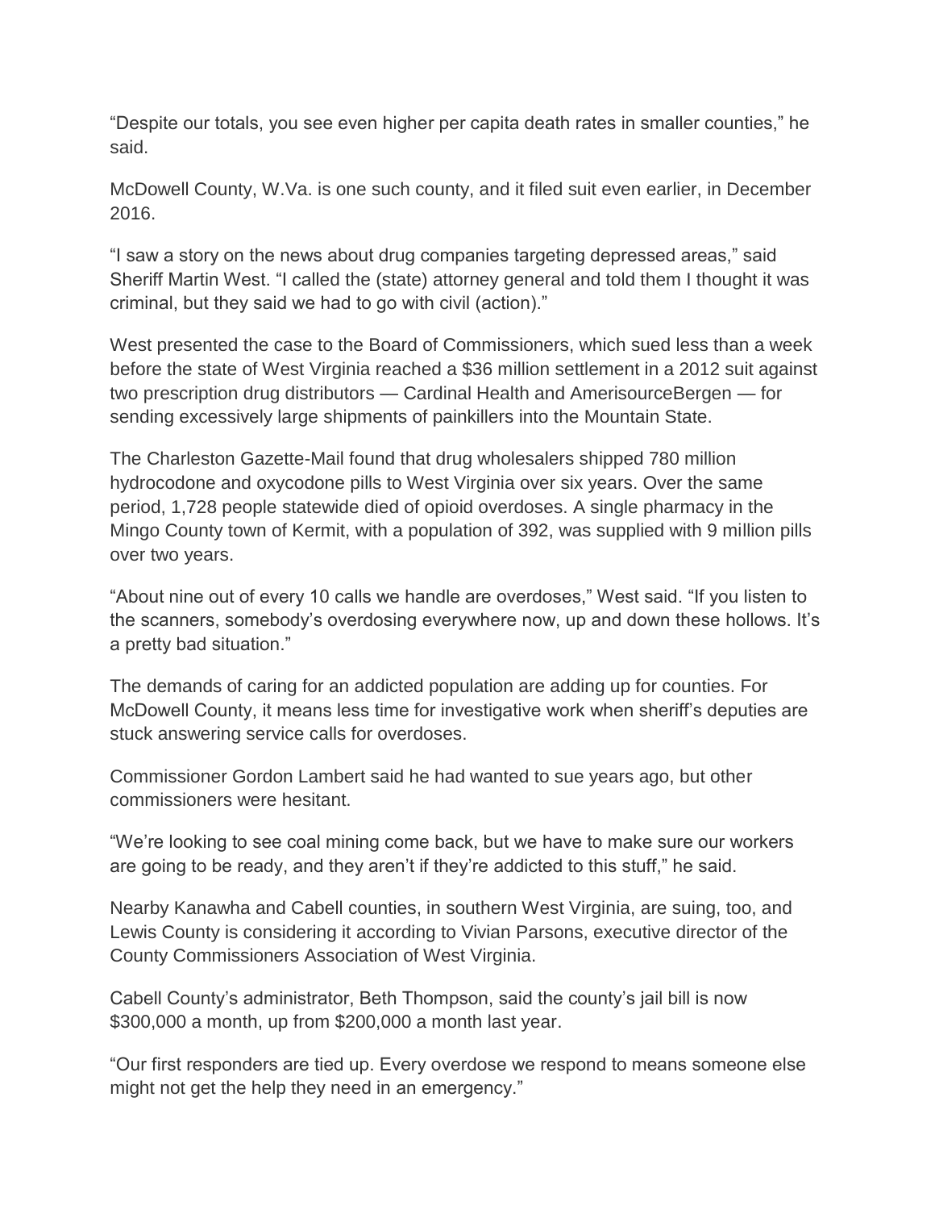"Despite our totals, you see even higher per capita death rates in smaller counties," he said.

McDowell County, W.Va. is one such county, and it filed suit even earlier, in December 2016.

"I saw a story on the news about drug companies targeting depressed areas," said Sheriff Martin West. "I called the (state) attorney general and told them I thought it was criminal, but they said we had to go with civil (action)."

West presented the case to the Board of Commissioners, which sued less than a week before the state of West Virginia reached a $36 million settlement in a 2012 suit against two prescription drug distributors — Cardinal Health and AmerisourceBergen — for sending excessively large shipments of painkillers into the Mountain State.

The Charleston Gazette-Mail found that drug wholesalers shipped 780 million hydrocodone and oxycodone pills to West Virginia over six years. Over the same period, 1,728 people statewide died of opioid overdoses. A single pharmacy in the Mingo County town of Kermit, with a population of 392, was supplied with 9 million pills over two years.

"About nine out of every 10 calls we handle are overdoses," West said. "If you listen to the scanners, somebody's overdosing everywhere now, up and down these hollows. It's a pretty bad situation."

The demands of caring for an addicted population are adding up for counties. For McDowell County, it means less time for investigative work when sheriff's deputies are stuck answering service calls for overdoses.

Commissioner Gordon Lambert said he had wanted to sue years ago, but other commissioners were hesitant.

"We're looking to see coal mining come back, but we have to make sure our workers are going to be ready, and they aren't if they're addicted to this stuff," he said.

Nearby Kanawha and Cabell counties, in southern West Virginia, are suing, too, and Lewis County is considering it according to Vivian Parsons, executive director of the County Commissioners Association of West Virginia.

Cabell County's administrator, Beth Thompson, said the county's jail bill is now $300,000 a month, up from $200,000 a month last year.

"Our first responders are tied up. Every overdose we respond to means someone else might not get the help they need in an emergency."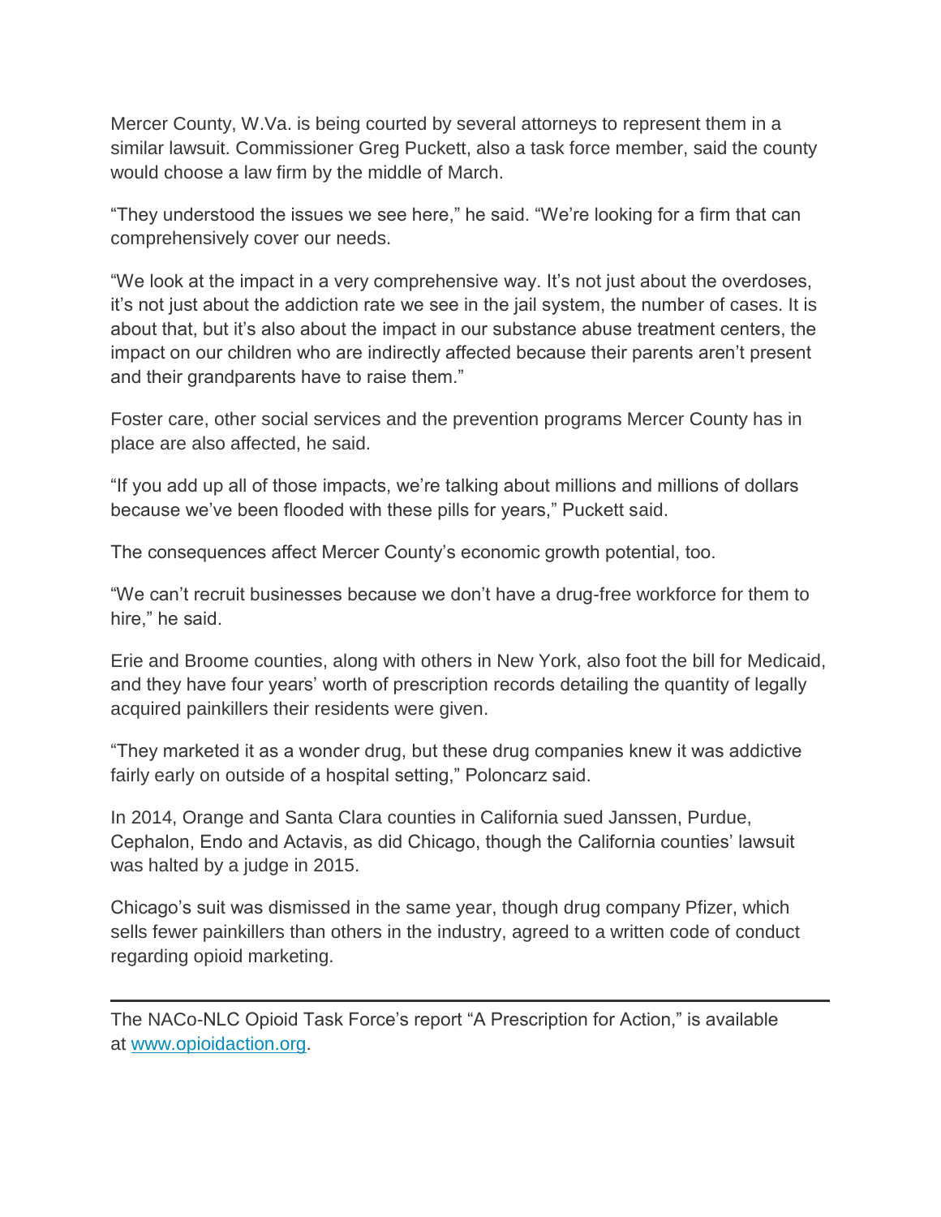Mercer County, W.Va. is being courted by several attorneys to represent them in a similar lawsuit. Commissioner Greg Puckett, also a task force member, said the county would choose a law firm by the middle of March.

"They understood the issues we see here," he said. "We're looking for a firm that can comprehensively cover our needs.

"We look at the impact in a very comprehensive way. It's not just about the overdoses, it's not just about the addiction rate we see in the jail system, the number of cases. It is about that, but it's also about the impact in our substance abuse treatment centers, the impact on our children who are indirectly affected because their parents aren't present and their grandparents have to raise them."

Foster care, other social services and the prevention programs Mercer County has in place are also affected, he said.

"If you add up all of those impacts, we're talking about millions and millions of dollars because we've been flooded with these pills for years," Puckett said.

The consequences affect Mercer County's economic growth potential, too.

"We can't recruit businesses because we don't have a drug-free workforce for them to hire," he said.

Erie and Broome counties, along with others in New York, also foot the bill for Medicaid, and they have four years' worth of prescription records detailing the quantity of legally acquired painkillers their residents were given.

"They marketed it as a wonder drug, but these drug companies knew it was addictive fairly early on outside of a hospital setting," Poloncarz said.

In 2014, Orange and Santa Clara counties in California sued Janssen, Purdue, Cephalon, Endo and Actavis, as did Chicago, though the California counties' lawsuit was halted by a judge in 2015.

Chicago's suit was dismissed in the same year, though drug company Pfizer, which sells fewer painkillers than others in the industry, agreed to a written code of conduct regarding opioid marketing.

---

The NACo-NLC Opioid Task Force's report "A Prescription for Action," is available at [www.opioidaction.org](http://www.opioidaction.org).